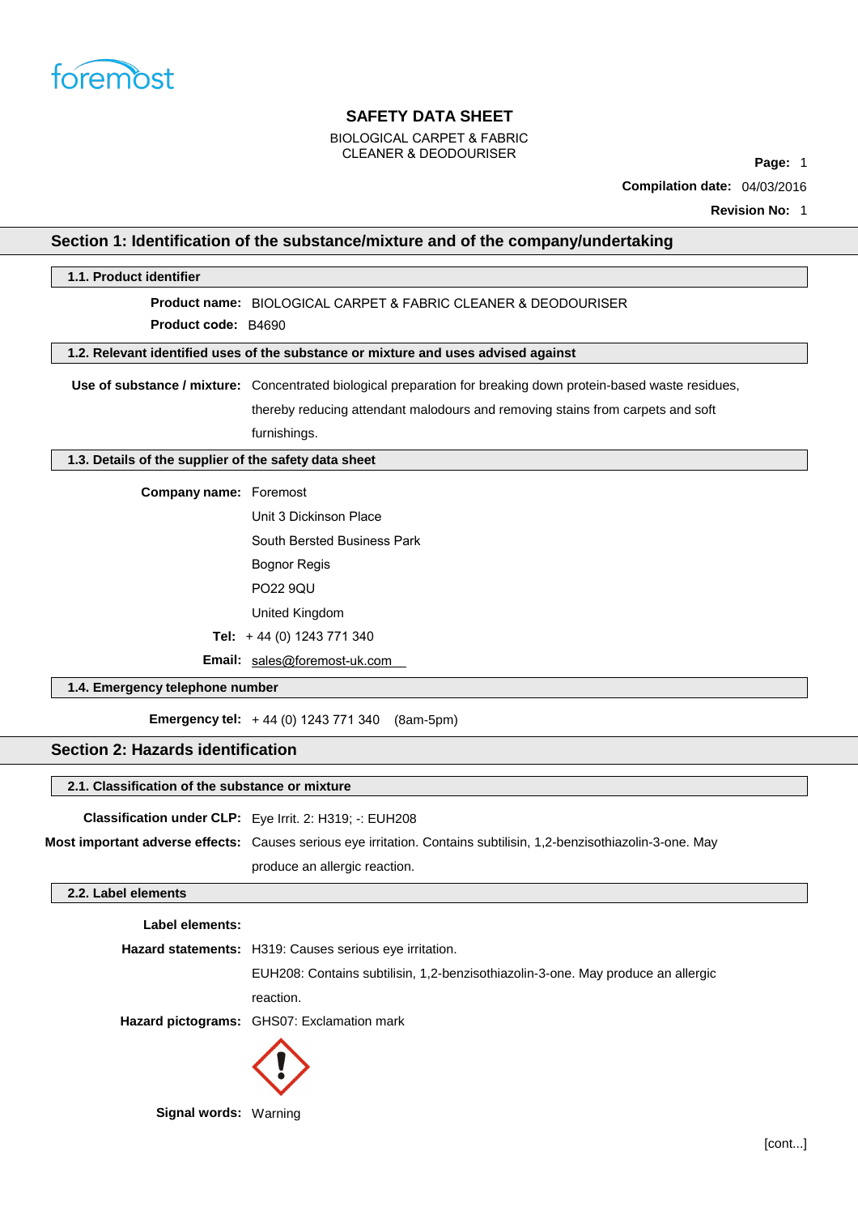foremost

# SAFETY DATA SHEET

BIOLOGICAL CARPET & FABRIC CLEANER & DEODOURISER

**Compilation date:** 04/03/2016

**Revision No:** 1

## Section 1: Identification of the substance/mixture and of the company/undertaking

### 1.1. Product identifier

**Product name:** BIOLOGICAL CARPET & FABRIC CLEANER & DEODOURISER

**Product code:** B4690

### 1.2. Relevant identified uses of the substance or mixture and uses advised against

**Use of substance / mixture:** Concentrated biological preparation for breaking down protein-based waste residues, thereby reducing attendant malodours and removing stains from carpets and soft furnishings.

### 1.3. Details of the supplier of the safety data sheet

**Company name:** Foremost

Unit 3 Dickinson Place

South Bersted Business Park

Bognor Regis

PO22 9QU

United Kingdom

**Tel:** + 44 (0) 1243 771 340

**Email:** sales@foremost-uk.com

### 1.4. Emergency telephone number

**Emergency tel:** + 44 (0) 1243 771 340 (8am-5pm)

## Section 2: Hazards identification

### 2.1. Classification of the substance or mixture

**Classification under CLP:** Eye Irrit. 2: H319; -: EUH208

**Most important adverse effects:** Causes serious eye irritation. Contains subtilisin, 1,2-benzisothiazolin-3-one. May produce an allergic reaction.

### 2.2. Label elements

**Label elements:**

**Hazard statements:** H319: Causes serious eye irritation.

EUH208: Contains subtilisin, 1,2-benzisothiazolin-3-one. May produce an allergic reaction.

**Hazard pictograms:** GHS07: Exclamation mark

**Signal words:** Warning

[cont...]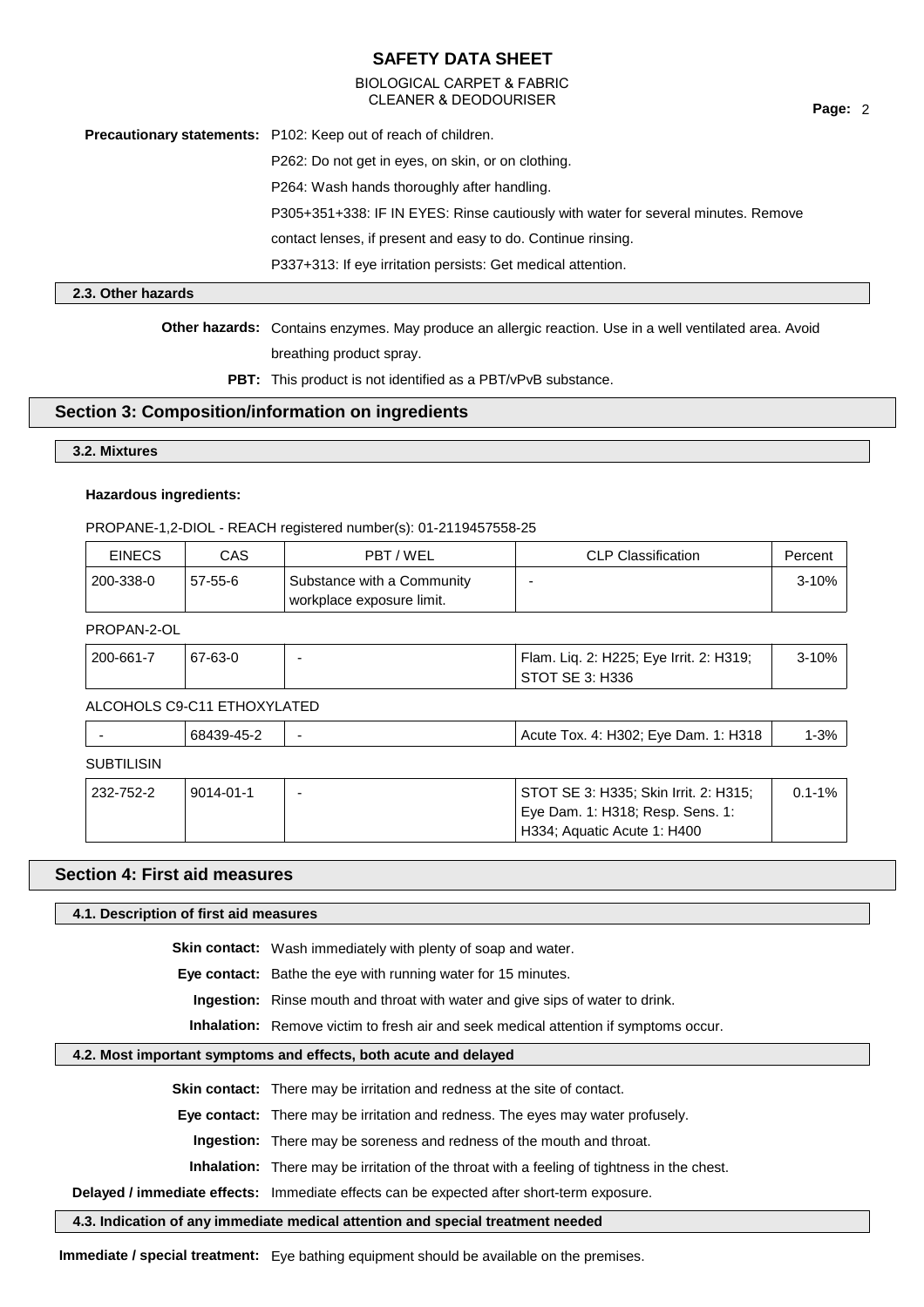**Precautionary statements:** P102: Keep out of reach of children.

P262: Do not get in eyes, on skin, or on clothing.

P264: Wash hands thoroughly after handling.

P305+351+338: IF IN EYES: Rinse cautiously with water for several minutes. Remove contact lenses, if present and easy to do. Continue rinsing.

P337+313: If eye irritation persists: Get medical attention.

### 2.3. Other hazards

**Other hazards:** Contains enzymes. May produce an allergic reaction. Use in a well ventilated area. Avoid breathing product spray.

**PBT:** This product is not identified as a PBT/vPvB substance.

## Section 3: Composition/information on ingredients

### 3.2. Mixtures

**Hazardous ingredients:**

PROPANE-1,2-DIOL - REACH registered number(s): 01-2119457558-25

| EINECS | CAS | PBT / WEL | CLP Classification | Percent |
|---|---|---|---|---|
| 200-338-0 | 57-55-6 | Substance with a Community workplace exposure limit. | - | 3-10% |

PROPAN-2-OL

| EINECS | CAS | PBT / WEL | CLP Classification | Percent |
|---|---|---|---|---|
| 200-661-7 | 67-63-0 | - | Flam. Liq. 2: H225; Eye Irrit. 2: H319; STOT SE 3: H336 | 3-10% |

ALCOHOLS C9-C11 ETHOXYLATED

| EINECS | CAS | PBT / WEL | CLP Classification | Percent |
|---|---|---|---|---|
| - | 68439-45-2 | - | Acute Tox. 4: H302; Eye Dam. 1: H318 | 1-3% |

SUBTILISIN

| EINECS | CAS | PBT / WEL | CLP Classification | Percent |
|---|---|---|---|---|
| 232-752-2 | 9014-01-1 | - | STOT SE 3: H335; Skin Irrit. 2: H315; Eye Dam. 1: H318; Resp. Sens. 1: H334; Aquatic Acute 1: H400 | 0.1-1% |

## Section 4: First aid measures

### 4.1. Description of first aid measures

**Skin contact:** Wash immediately with plenty of soap and water.

**Eye contact:** Bathe the eye with running water for 15 minutes.

**Ingestion:** Rinse mouth and throat with water and give sips of water to drink.

**Inhalation:** Remove victim to fresh air and seek medical attention if symptoms occur.

### 4.2. Most important symptoms and effects, both acute and delayed

**Skin contact:** There may be irritation and redness at the site of contact.

**Eye contact:** There may be irritation and redness. The eyes may water profusely.

**Ingestion:** There may be soreness and redness of the mouth and throat.

**Inhalation:** There may be irritation of the throat with a feeling of tightness in the chest.

**Delayed / immediate effects:** Immediate effects can be expected after short-term exposure.

### 4.3. Indication of any immediate medical attention and special treatment needed

**Immediate / special treatment:** Eye bathing equipment should be available on the premises.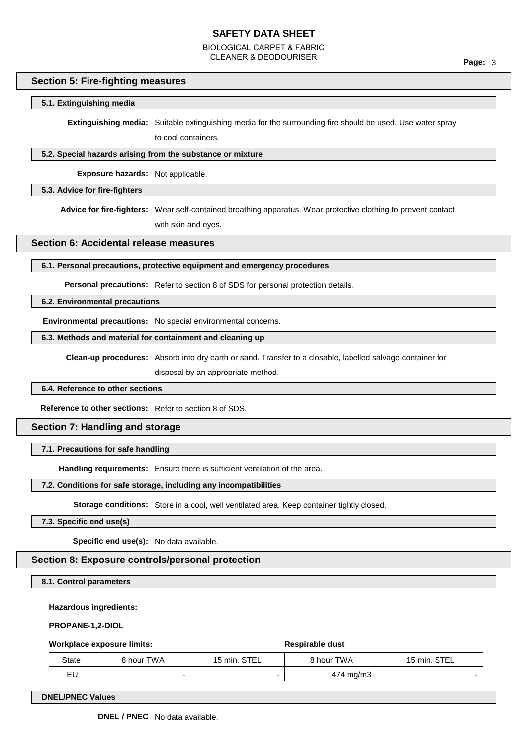## Section 5: Fire-fighting measures

### 5.1. Extinguishing media

**Extinguishing media:** Suitable extinguishing media for the surrounding fire should be used. Use water spray to cool containers.

### 5.2. Special hazards arising from the substance or mixture

**Exposure hazards:** Not applicable.

### 5.3. Advice for fire-fighters

**Advice for fire-fighters:** Wear self-contained breathing apparatus. Wear protective clothing to prevent contact with skin and eyes.

## Section 6: Accidental release measures

### 6.1. Personal precautions, protective equipment and emergency procedures

**Personal precautions:** Refer to section 8 of SDS for personal protection details.

### 6.2. Environmental precautions

**Environmental precautions:** No special environmental concerns.

### 6.3. Methods and material for containment and cleaning up

**Clean-up procedures:** Absorb into dry earth or sand. Transfer to a closable, labelled salvage container for disposal by an appropriate method.

### 6.4. Reference to other sections

**Reference to other sections:** Refer to section 8 of SDS.

## Section 7: Handling and storage

### 7.1. Precautions for safe handling

**Handling requirements:** Ensure there is sufficient ventilation of the area.

### 7.2. Conditions for safe storage, including any incompatibilities

**Storage conditions:** Store in a cool, well ventilated area. Keep container tightly closed.

### 7.3. Specific end use(s)

**Specific end use(s):** No data available.

## Section 8: Exposure controls/personal protection

### 8.1. Control parameters

**Hazardous ingredients:**

**PROPANE-1,2-DIOL**

**Workplace exposure limits:** / **Respirable dust**

| State | 8 hour TWA | 15 min. STEL | 8 hour TWA | 15 min. STEL |
|---|---|---|---|---|
| EU | - | - | 474 mg/m3 | - |

### DNEL/PNEC Values

**DNEL / PNEC** No data available.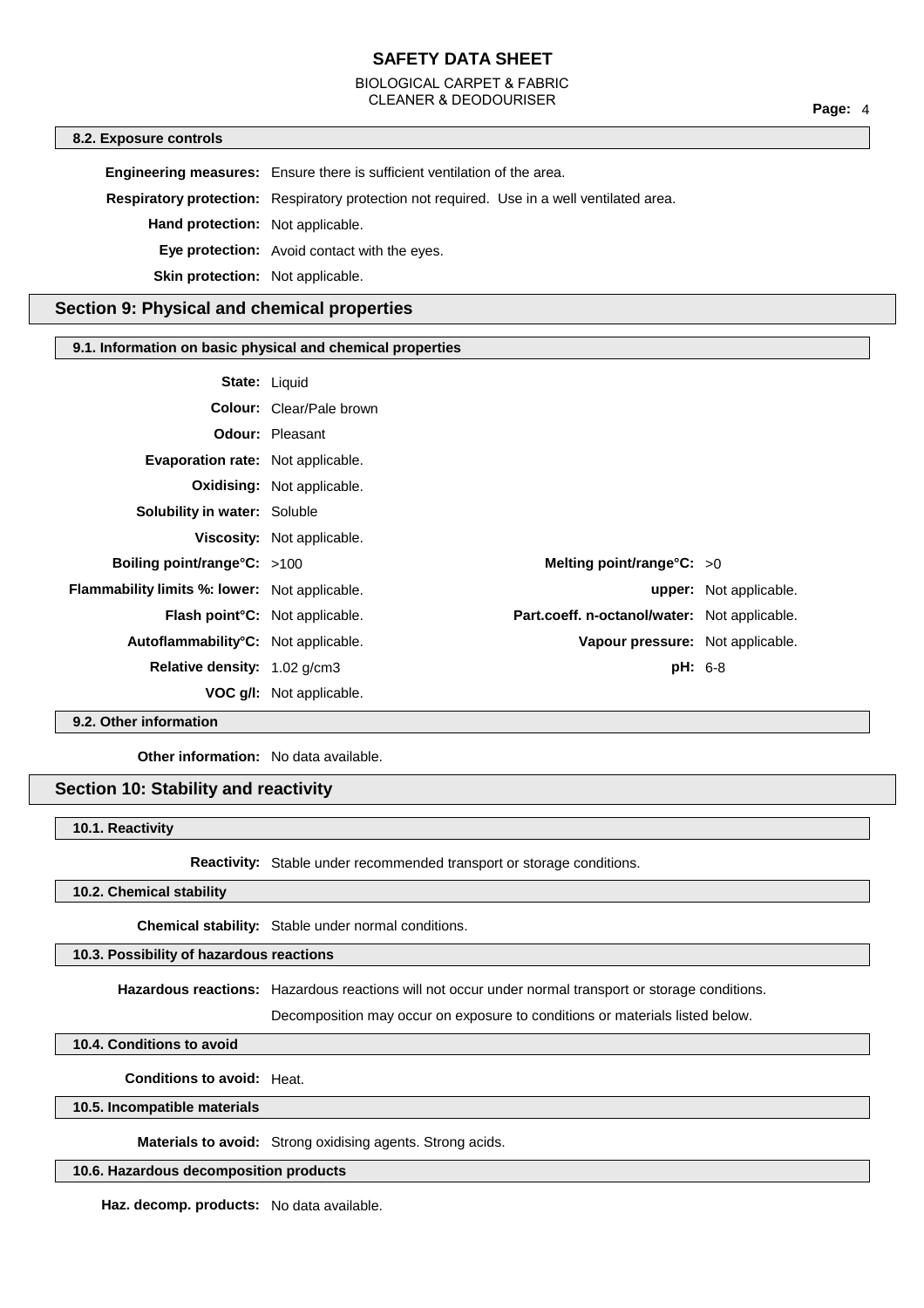### 8.2. Exposure controls

**Engineering measures:** Ensure there is sufficient ventilation of the area.

**Respiratory protection:** Respiratory protection not required. Use in a well ventilated area.

**Hand protection:** Not applicable.

**Eye protection:** Avoid contact with the eyes.

**Skin protection:** Not applicable.

## Section 9: Physical and chemical properties

### 9.1. Information on basic physical and chemical properties

**State:** Liquid

**Colour:** Clear/Pale brown

**Odour:** Pleasant

**Evaporation rate:** Not applicable.

**Oxidising:** Not applicable.

**Solubility in water:** Soluble

**Viscosity:** Not applicable.

| | | | |
|---|---|---|---|
| **Boiling point/range°C:** | >100 | **Melting point/range°C:** | >0 |
| **Flammability limits %: lower:** | Not applicable. | **upper:** | Not applicable. |
| **Flash point°C:** | Not applicable. | **Part.coeff. n-octanol/water:** | Not applicable. |
| **Autoflammability°C:** | Not applicable. | **Vapour pressure:** | Not applicable. |
| **Relative density:** | 1.02 g/cm3 | **pH:** | 6-8 |
| **VOC g/l:** | Not applicable. | | |

### 9.2. Other information

**Other information:** No data available.

## Section 10: Stability and reactivity

### 10.1. Reactivity

**Reactivity:** Stable under recommended transport or storage conditions.

### 10.2. Chemical stability

**Chemical stability:** Stable under normal conditions.

### 10.3. Possibility of hazardous reactions

**Hazardous reactions:** Hazardous reactions will not occur under normal transport or storage conditions.

Decomposition may occur on exposure to conditions or materials listed below.

### 10.4. Conditions to avoid

**Conditions to avoid:** Heat.

### 10.5. Incompatible materials

**Materials to avoid:** Strong oxidising agents. Strong acids.

### 10.6. Hazardous decomposition products

**Haz. decomp. products:** No data available.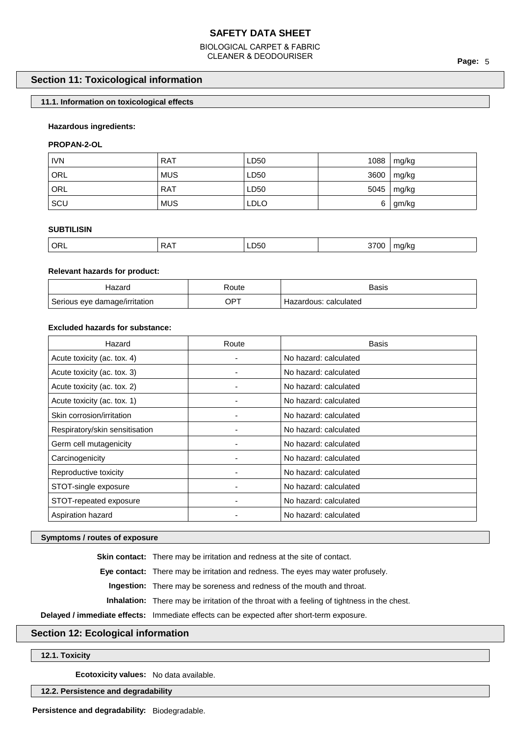## Section 11: Toxicological information

### 11.1. Information on toxicological effects

**Hazardous ingredients:**

**PROPAN-2-OL**

| | | | | |
|---|---|---|---|---|
| IVN | RAT | LD50 | 1088 | mg/kg |
| ORL | MUS | LD50 | 3600 | mg/kg |
| ORL | RAT | LD50 | 5045 | mg/kg |
| SCU | MUS | LDLO | 6 | gm/kg |

**SUBTILISIN**

| | | | | |
|---|---|---|---|---|
| ORL | RAT | LD50 | 3700 | mg/kg |

**Relevant hazards for product:**

| Hazard | Route | Basis |
|---|---|---|
| Serious eye damage/irritation | OPT | Hazardous: calculated |

**Excluded hazards for substance:**

| Hazard | Route | Basis |
|---|---|---|
| Acute toxicity (ac. tox. 4) | - | No hazard: calculated |
| Acute toxicity (ac. tox. 3) | - | No hazard: calculated |
| Acute toxicity (ac. tox. 2) | - | No hazard: calculated |
| Acute toxicity (ac. tox. 1) | - | No hazard: calculated |
| Skin corrosion/irritation | - | No hazard: calculated |
| Respiratory/skin sensitisation | - | No hazard: calculated |
| Germ cell mutagenicity | - | No hazard: calculated |
| Carcinogenicity | - | No hazard: calculated |
| Reproductive toxicity | - | No hazard: calculated |
| STOT-single exposure | - | No hazard: calculated |
| STOT-repeated exposure | - | No hazard: calculated |
| Aspiration hazard | - | No hazard: calculated |

### Symptoms / routes of exposure

**Skin contact:** There may be irritation and redness at the site of contact.

**Eye contact:** There may be irritation and redness. The eyes may water profusely.

**Ingestion:** There may be soreness and redness of the mouth and throat.

**Inhalation:** There may be irritation of the throat with a feeling of tightness in the chest.

**Delayed / immediate effects:** Immediate effects can be expected after short-term exposure.

## Section 12: Ecological information

### 12.1. Toxicity

**Ecotoxicity values:** No data available.

### 12.2. Persistence and degradability

**Persistence and degradability:** Biodegradable.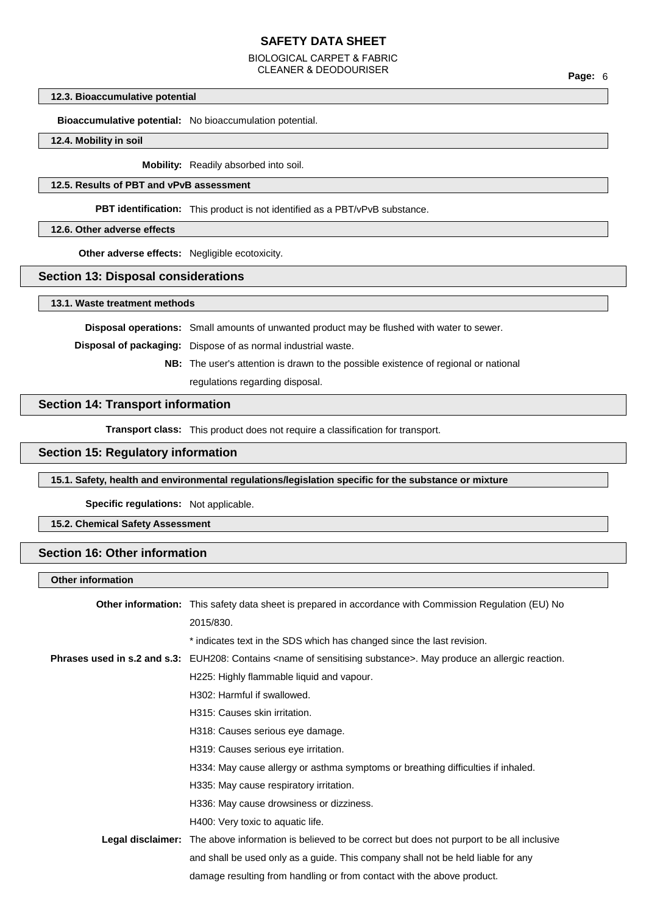#### 12.3. Bioaccumulative potential

**Bioaccumulative potential:** No bioaccumulation potential.

#### 12.4. Mobility in soil

**Mobility:** Readily absorbed into soil.

#### 12.5. Results of PBT and vPvB assessment

**PBT identification:** This product is not identified as a PBT/vPvB substance.

#### 12.6. Other adverse effects

**Other adverse effects:** Negligible ecotoxicity.

## Section 13: Disposal considerations

#### 13.1. Waste treatment methods

**Disposal operations:** Small amounts of unwanted product may be flushed with water to sewer.

**Disposal of packaging:** Dispose of as normal industrial waste.

**NB:** The user's attention is drawn to the possible existence of regional or national regulations regarding disposal.

## Section 14: Transport information

**Transport class:** This product does not require a classification for transport.

## Section 15: Regulatory information

#### 15.1. Safety, health and environmental regulations/legislation specific for the substance or mixture

**Specific regulations:** Not applicable.

#### 15.2. Chemical Safety Assessment

## Section 16: Other information

#### Other information

**Other information:** This safety data sheet is prepared in accordance with Commission Regulation (EU) No 2015/830.

* indicates text in the SDS which has changed since the last revision.

**Phrases used in s.2 and s.3:** EUH208: Contains <name of sensitising substance>. May produce an allergic reaction.

H225: Highly flammable liquid and vapour.

H302: Harmful if swallowed.

H315: Causes skin irritation.

H318: Causes serious eye damage.

H319: Causes serious eye irritation.

H334: May cause allergy or asthma symptoms or breathing difficulties if inhaled.

H335: May cause respiratory irritation.

H336: May cause drowsiness or dizziness.

H400: Very toxic to aquatic life.

**Legal disclaimer:** The above information is believed to be correct but does not purport to be all inclusive and shall be used only as a guide. This company shall not be held liable for any damage resulting from handling or from contact with the above product.